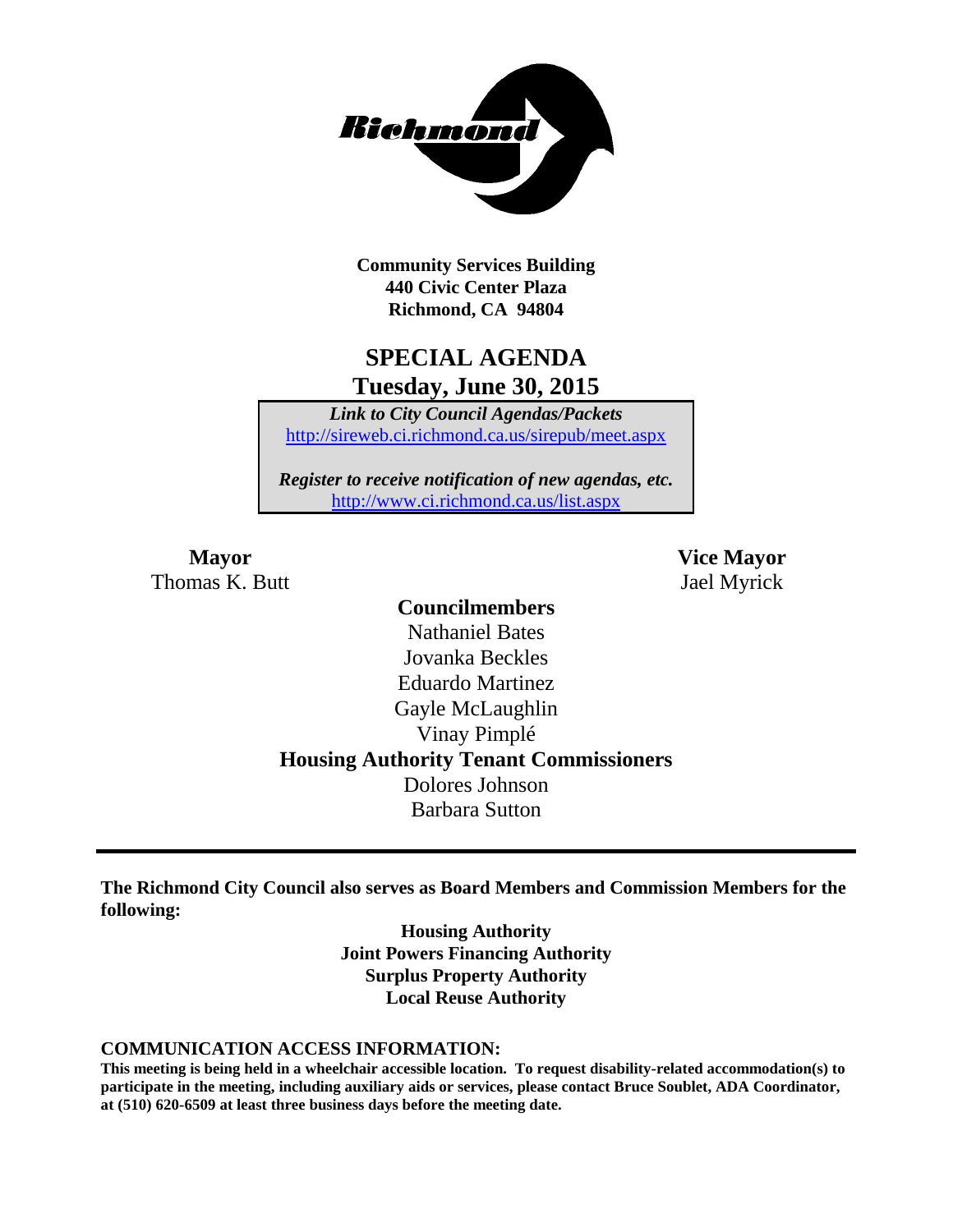**Community Services Building**
**440 Civic Center Plaza**
**Richmond, CA 94804**

# SPECIAL AGENDA
## Tuesday, June 30, 2015

***Link to City Council Agendas/Packets***
http://sireweb.ci.richmond.ca.us/sirepub/meet.aspx

***Register to receive notification of new agendas, etc.***
http://www.ci.richmond.ca.us/list.aspx

**Mayor**
Thomas K. Butt

**Vice Mayor**
Jael Myrick

**Councilmembers**
Nathaniel Bates
Jovanka Beckles
Eduardo Martinez
Gayle McLaughlin
Vinay Pimplé

**Housing Authority Tenant Commissioners**
Dolores Johnson
Barbara Sutton

---

**The Richmond City Council also serves as Board Members and Commission Members for the following:**

**Housing Authority**
**Joint Powers Financing Authority**
**Surplus Property Authority**
**Local Reuse Authority**

**COMMUNICATION ACCESS INFORMATION:**

**This meeting is being held in a wheelchair accessible location. To request disability-related accommodation(s) to participate in the meeting, including auxiliary aids or services, please contact Bruce Soublet, ADA Coordinator, at (510) 620-6509 at least three business days before the meeting date.**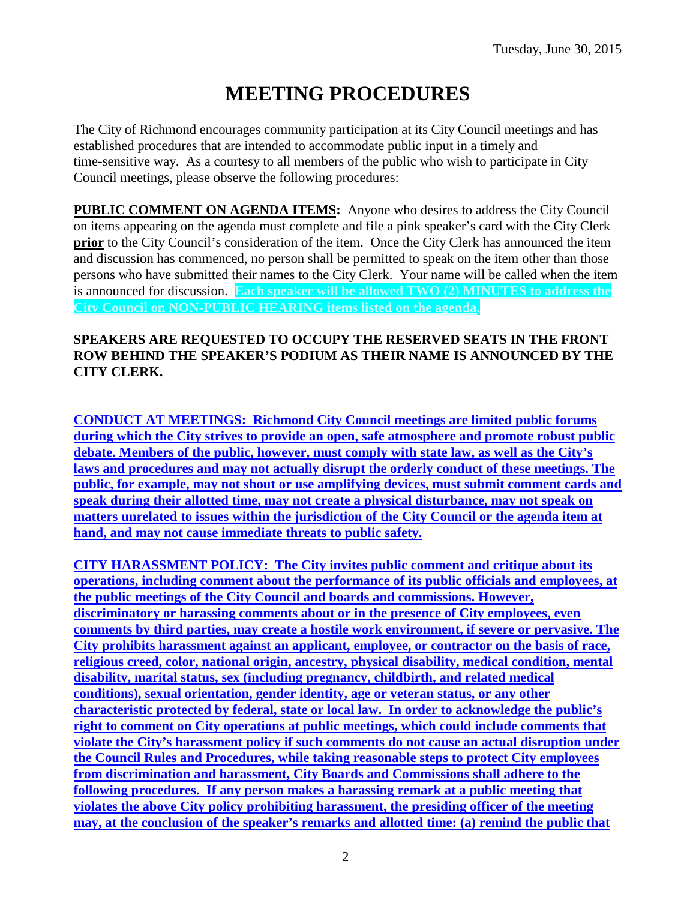Tuesday, June 30, 2015

# MEETING PROCEDURES

The City of Richmond encourages community participation at its City Council meetings and has established procedures that are intended to accommodate public input in a timely and time-sensitive way. As a courtesy to all members of the public who wish to participate in City Council meetings, please observe the following procedures:

**PUBLIC COMMENT ON AGENDA ITEMS:** Anyone who desires to address the City Council on items appearing on the agenda must complete and file a pink speaker's card with the City Clerk **prior** to the City Council's consideration of the item. Once the City Clerk has announced the item and discussion has commenced, no person shall be permitted to speak on the item other than those persons who have submitted their names to the City Clerk. Your name will be called when the item is announced for discussion. **Each speaker will be allowed TWO (2) MINUTES to address the City Council on NON-PUBLIC HEARING items listed on the agenda.**

**SPEAKERS ARE REQUESTED TO OCCUPY THE RESERVED SEATS IN THE FRONT ROW BEHIND THE SPEAKER'S PODIUM AS THEIR NAME IS ANNOUNCED BY THE CITY CLERK.**

**CONDUCT AT MEETINGS: Richmond City Council meetings are limited public forums during which the City strives to provide an open, safe atmosphere and promote robust public debate. Members of the public, however, must comply with state law, as well as the City's laws and procedures and may not actually disrupt the orderly conduct of these meetings. The public, for example, may not shout or use amplifying devices, must submit comment cards and speak during their allotted time, may not create a physical disturbance, may not speak on matters unrelated to issues within the jurisdiction of the City Council or the agenda item at hand, and may not cause immediate threats to public safety.**

**CITY HARASSMENT POLICY: The City invites public comment and critique about its operations, including comment about the performance of its public officials and employees, at the public meetings of the City Council and boards and commissions. However, discriminatory or harassing comments about or in the presence of City employees, even comments by third parties, may create a hostile work environment, if severe or pervasive. The City prohibits harassment against an applicant, employee, or contractor on the basis of race, religious creed, color, national origin, ancestry, physical disability, medical condition, mental disability, marital status, sex (including pregnancy, childbirth, and related medical conditions), sexual orientation, gender identity, age or veteran status, or any other characteristic protected by federal, state or local law. In order to acknowledge the public's right to comment on City operations at public meetings, which could include comments that violate the City's harassment policy if such comments do not cause an actual disruption under the Council Rules and Procedures, while taking reasonable steps to protect City employees from discrimination and harassment, City Boards and Commissions shall adhere to the following procedures. If any person makes a harassing remark at a public meeting that violates the above City policy prohibiting harassment, the presiding officer of the meeting may, at the conclusion of the speaker's remarks and allotted time: (a) remind the public that**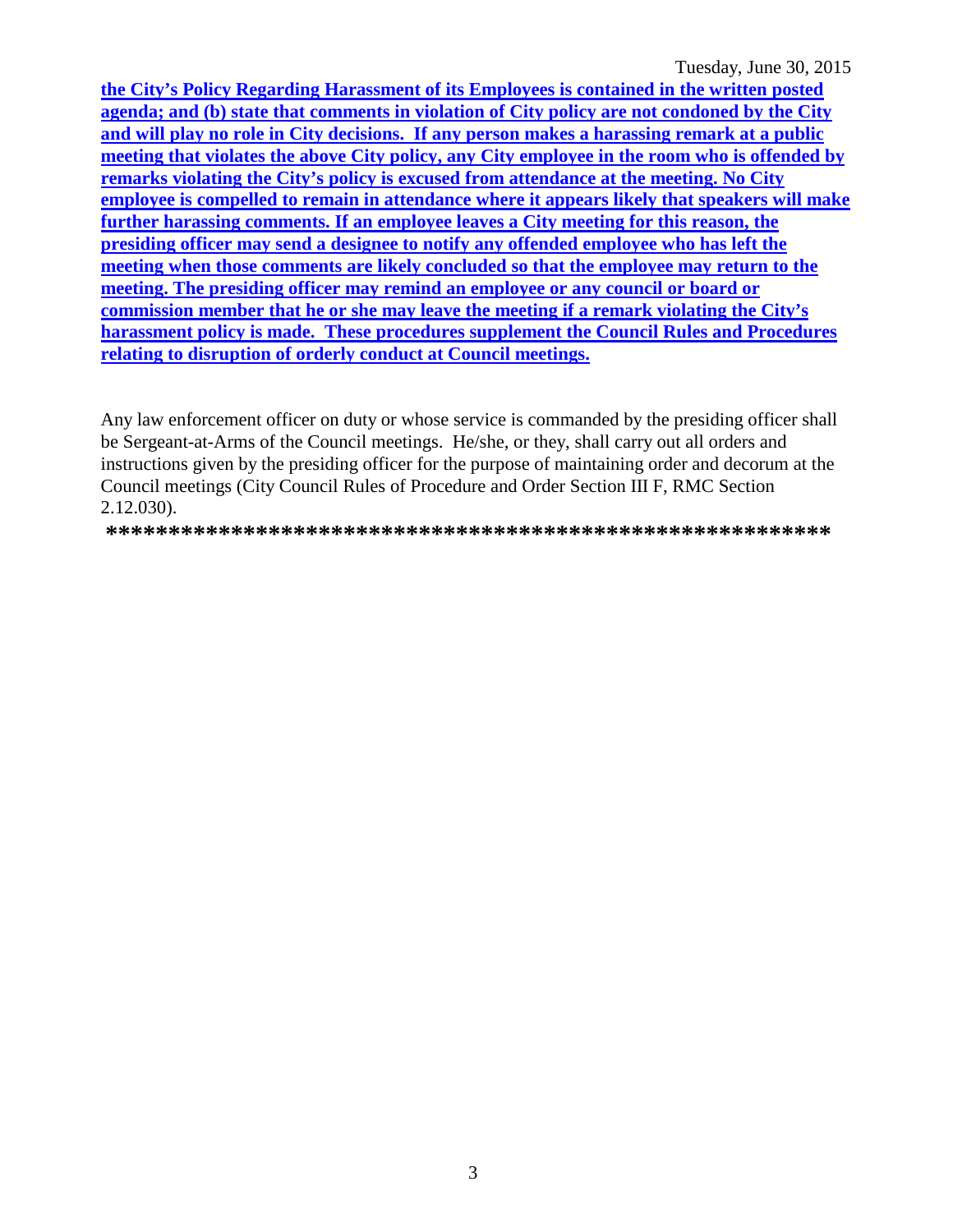**the City's Policy Regarding Harassment of its Employees is contained in the written posted agenda; and (b) state that comments in violation of City policy are not condoned by the City and will play no role in City decisions. If any person makes a harassing remark at a public meeting that violates the above City policy, any City employee in the room who is offended by remarks violating the City's policy is excused from attendance at the meeting. No City employee is compelled to remain in attendance where it appears likely that speakers will make further harassing comments. If an employee leaves a City meeting for this reason, the presiding officer may send a designee to notify any offended employee who has left the meeting when those comments are likely concluded so that the employee may return to the meeting. The presiding officer may remind an employee or any council or board or commission member that he or she may leave the meeting if a remark violating the City's harassment policy is made. These procedures supplement the Council Rules and Procedures relating to disruption of orderly conduct at Council meetings.**

Any law enforcement officer on duty or whose service is commanded by the presiding officer shall be Sergeant-at-Arms of the Council meetings. He/she, or they, shall carry out all orders and instructions given by the presiding officer for the purpose of maintaining order and decorum at the Council meetings (City Council Rules of Procedure and Order Section III F, RMC Section 2.12.030).

**************************************************************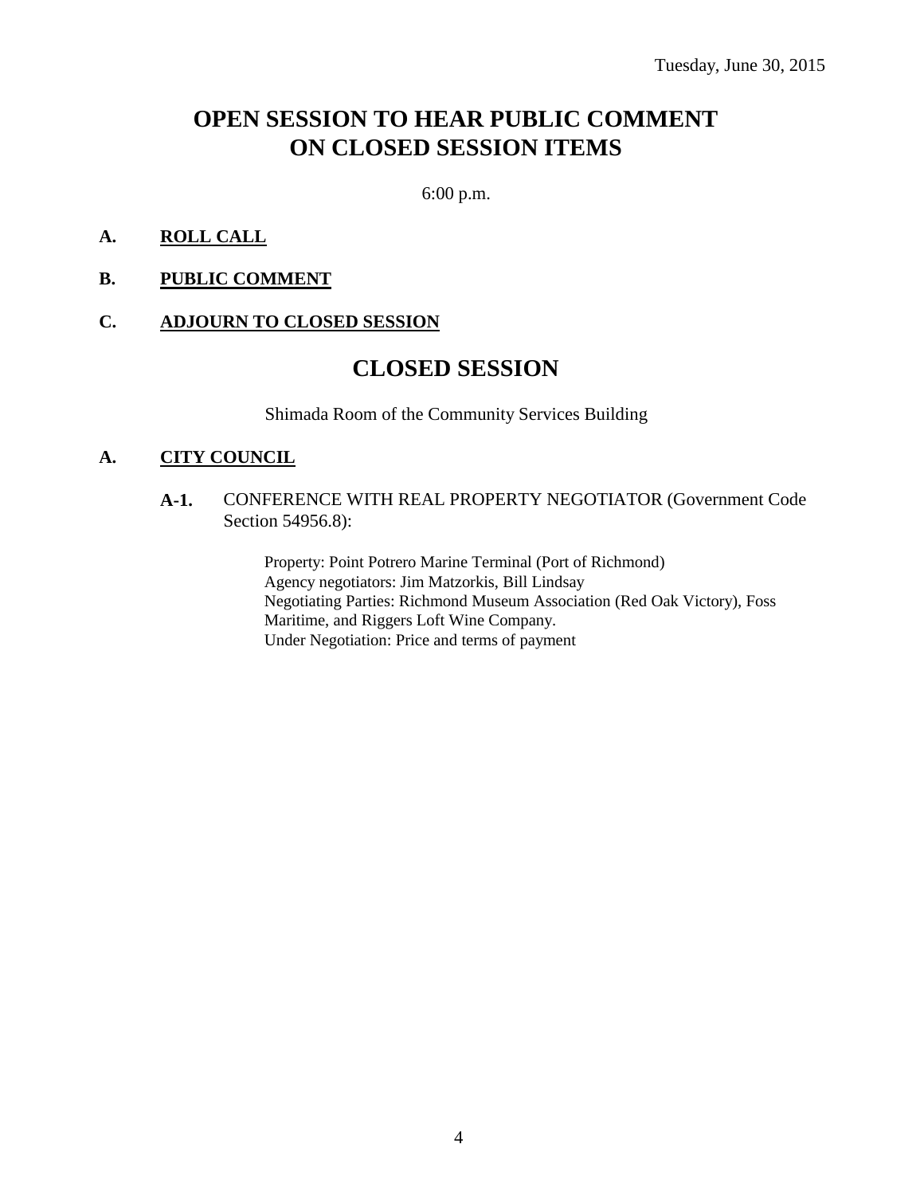Tuesday, June 30, 2015

# OPEN SESSION TO HEAR PUBLIC COMMENT ON CLOSED SESSION ITEMS

6:00 p.m.

**A. ROLL CALL**

**B. PUBLIC COMMENT**

**C. ADJOURN TO CLOSED SESSION**

# CLOSED SESSION

Shimada Room of the Community Services Building

**A. CITY COUNCIL**

**A-1.** CONFERENCE WITH REAL PROPERTY NEGOTIATOR (Government Code Section 54956.8):

Property: Point Potrero Marine Terminal (Port of Richmond)
Agency negotiators: Jim Matzorkis, Bill Lindsay
Negotiating Parties: Richmond Museum Association (Red Oak Victory), Foss Maritime, and Riggers Loft Wine Company.
Under Negotiation: Price and terms of payment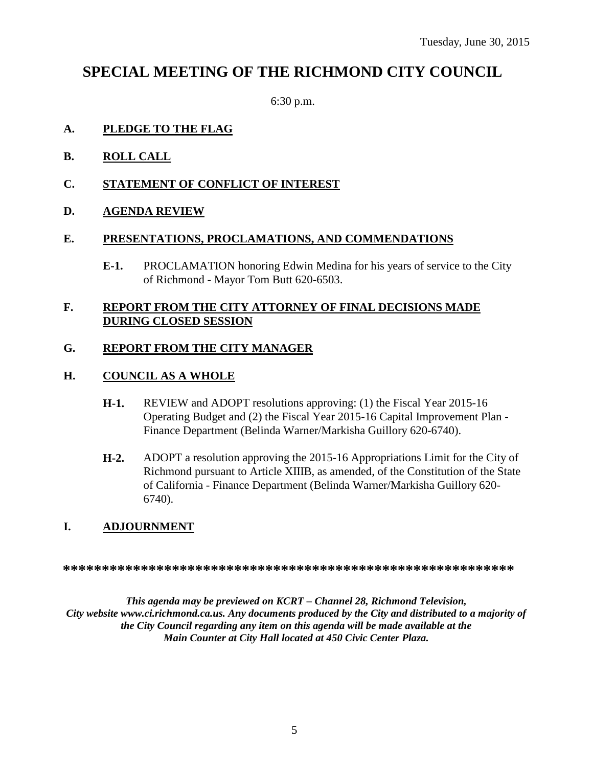Tuesday, June 30, 2015

# SPECIAL MEETING OF THE RICHMOND CITY COUNCIL

6:30 p.m.

**A. PLEDGE TO THE FLAG**

**B. ROLL CALL**

**C. STATEMENT OF CONFLICT OF INTEREST**

**D. AGENDA REVIEW**

**E. PRESENTATIONS, PROCLAMATIONS, AND COMMENDATIONS**

**E-1.** PROCLAMATION honoring Edwin Medina for his years of service to the City of Richmond - Mayor Tom Butt 620-6503.

**F. REPORT FROM THE CITY ATTORNEY OF FINAL DECISIONS MADE DURING CLOSED SESSION**

**G. REPORT FROM THE CITY MANAGER**

**H. COUNCIL AS A WHOLE**

**H-1.** REVIEW and ADOPT resolutions approving: (1) the Fiscal Year 2015-16 Operating Budget and (2) the Fiscal Year 2015-16 Capital Improvement Plan - Finance Department (Belinda Warner/Markisha Guillory 620-6740).

**H-2.** ADOPT a resolution approving the 2015-16 Appropriations Limit for the City of Richmond pursuant to Article XIIIB, as amended, of the Constitution of the State of California - Finance Department (Belinda Warner/Markisha Guillory 620-6740).

**I. ADJOURNMENT**

**\*\*\*\*\*\*\*\*\*\*\*\*\*\*\*\*\*\*\*\*\*\*\*\*\*\*\*\*\*\*\*\*\*\*\*\*\*\*\*\*\*\*\*\*\*\*\*\*\*\*\*\*\*\*\*\*\*\*\***

***This agenda may be previewed on KCRT – Channel 28, Richmond Television, City website www.ci.richmond.ca.us. Any documents produced by the City and distributed to a majority of the City Council regarding any item on this agenda will be made available at the Main Counter at City Hall located at 450 Civic Center Plaza.***